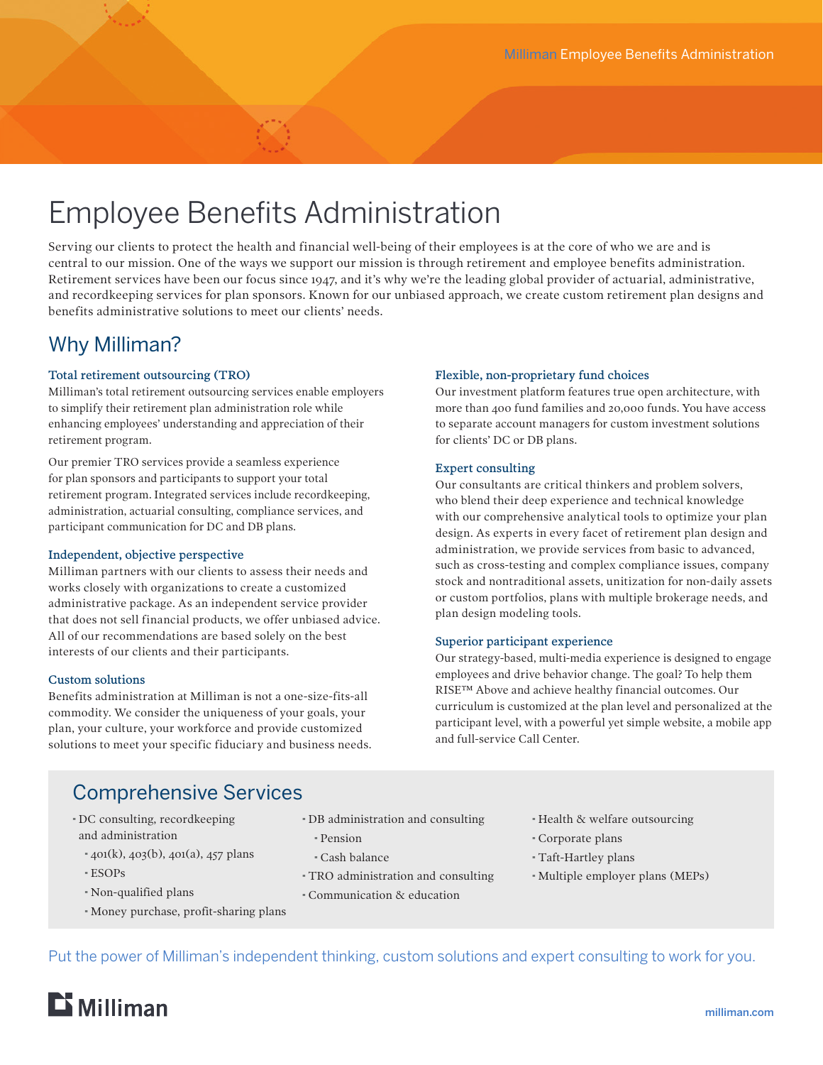# Employee Benefits Administration

Serving our clients to protect the health and financial well-being of their employees is at the core of who we are and is central to our mission. One of the ways we support our mission is through retirement and employee benefits administration. Retirement services have been our focus since 1947, and it's why we're the leading global provider of actuarial, administrative, and recordkeeping services for plan sponsors. Known for our unbiased approach, we create custom retirement plan designs and benefits administrative solutions to meet our clients' needs.

## Why Milliman?

### Total retirement outsourcing (TRO)

Milliman's total retirement outsourcing services enable employers to simplify their retirement plan administration role while enhancing employees' understanding and appreciation of their retirement program.

Our premier TRO services provide a seamless experience for plan sponsors and participants to support your total retirement program. Integrated services include recordkeeping, administration, actuarial consulting, compliance services, and participant communication for DC and DB plans.

### Independent, objective perspective

Milliman partners with our clients to assess their needs and works closely with organizations to create a customized administrative package. As an independent service provider that does not sell financial products, we offer unbiased advice. All of our recommendations are based solely on the best interests of our clients and their participants.

### Custom solutions

Benefits administration at Milliman is not a one-size-fits-all commodity. We consider the uniqueness of your goals, your plan, your culture, your workforce and provide customized solutions to meet your specific fiduciary and business needs.

### Flexible, non-proprietary fund choices

Our investment platform features true open architecture, with more than 400 fund families and 20,000 funds. You have access to separate account managers for custom investment solutions for clients' DC or DB plans.

### Expert consulting

Our consultants are critical thinkers and problem solvers, who blend their deep experience and technical knowledge with our comprehensive analytical tools to optimize your plan design. As experts in every facet of retirement plan design and administration, we provide services from basic to advanced, such as cross-testing and complex compliance issues, company stock and nontraditional assets, unitization for non-daily assets or custom portfolios, plans with multiple brokerage needs, and plan design modeling tools.

### Superior participant experience

Our strategy-based, multi-media experience is designed to engage employees and drive behavior change. The goal? To help them RISE™ Above and achieve healthy financial outcomes. Our curriculum is customized at the plan level and personalized at the participant level, with a powerful yet simple website, a mobile app and full-service Call Center.

## Comprehensive Services

- DC consulting, recordkeeping and administration
  - 401(k), 403(b), 401(a), 457 plans
  - ESOPs
  - Non-qualified plans
  - Money purchase, profit-sharing plans
- DB administration and consulting
  - Pension
  - Cash balance
- TRO administration and consulting
- Communication & education
- Health & welfare outsourcing
- Corporate plans
- Taft-Hartley plans
- Multiple employer plans (MEPs)

Put the power of Milliman's independent thinking, custom solutions and expert consulting to work for you.

Milliman

milliman.com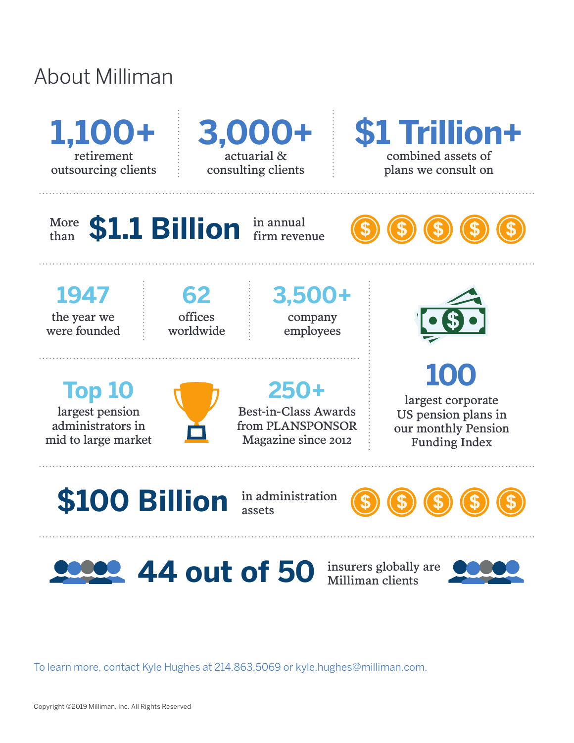# About Milliman

**1,100+**
retirement outsourcing clients

**3,000+**
actuarial & consulting clients

**$1 Trillion+**
combined assets of plans we consult on

More than **$1.1 Billion** in annual firm revenue

**1947**
the year we were founded

**62**
offices worldwide

**3,500+**
company employees

**100**
largest corporate US pension plans in our monthly Pension Funding Index

**Top 10**
largest pension administrators in mid to large market

**250+**
Best-in-Class Awards from PLANSPONSOR Magazine since 2012

**$100 Billion** in administration assets

**44 out of 50** insurers globally are Milliman clients

To learn more, contact Kyle Hughes at 214.863.5069 or kyle.hughes@milliman.com.

Copyright ©2019 Milliman, Inc. All Rights Reserved